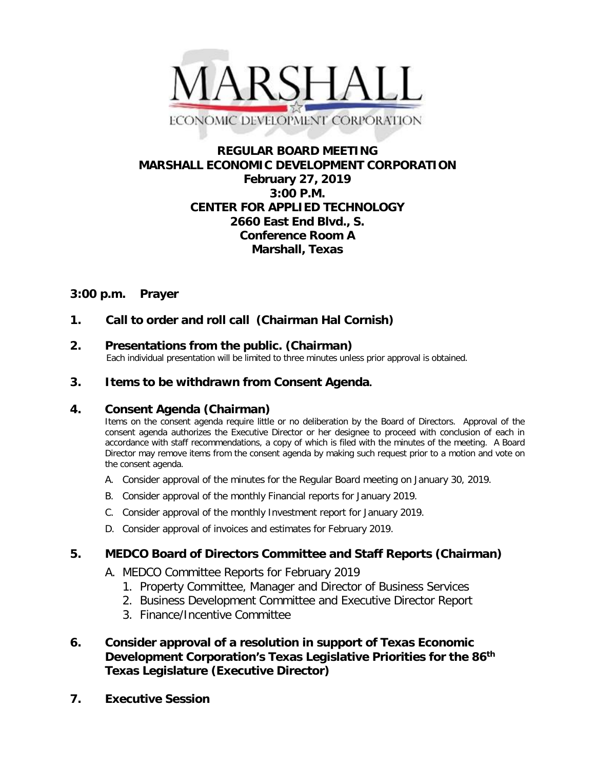# REGULAR BOARD MEETING
# MARSHALL ECONOMIC DEVELOPMENT CORPORATION

**February 27, 2019**
**3:00 P.M.**
**CENTER FOR APPLIED TECHNOLOGY**
**2660 East End Blvd., S.**
**Conference Room A**
**Marshall, Texas**

**3:00 p.m. Prayer**

**1. Call to order and roll call (Chairman Hal Cornish)**

**2. Presentations from the public. (Chairman)**

Each individual presentation will be limited to three minutes unless prior approval is obtained.

**3. Items to be withdrawn from Consent Agenda.**

**4. Consent Agenda (Chairman)**

Items on the consent agenda require little or no deliberation by the Board of Directors. Approval of the consent agenda authorizes the Executive Director or her designee to proceed with conclusion of each in accordance with staff recommendations, a copy of which is filed with the minutes of the meeting. A Board Director may remove items from the consent agenda by making such request prior to a motion and vote on the consent agenda.

A. Consider approval of the minutes for the Regular Board meeting on January 30, 2019.

B. Consider approval of the monthly Financial reports for January 2019.

C. Consider approval of the monthly Investment report for January 2019.

D. Consider approval of invoices and estimates for February 2019.

**5. MEDCO Board of Directors Committee and Staff Reports (Chairman)**

A. MEDCO Committee Reports for February 2019
   1. Property Committee, Manager and Director of Business Services
   2. Business Development Committee and Executive Director Report
   3. Finance/Incentive Committee

**6. Consider approval of a resolution in support of Texas Economic Development Corporation's Texas Legislative Priorities for the 86th Texas Legislature (Executive Director)**

**7. Executive Session**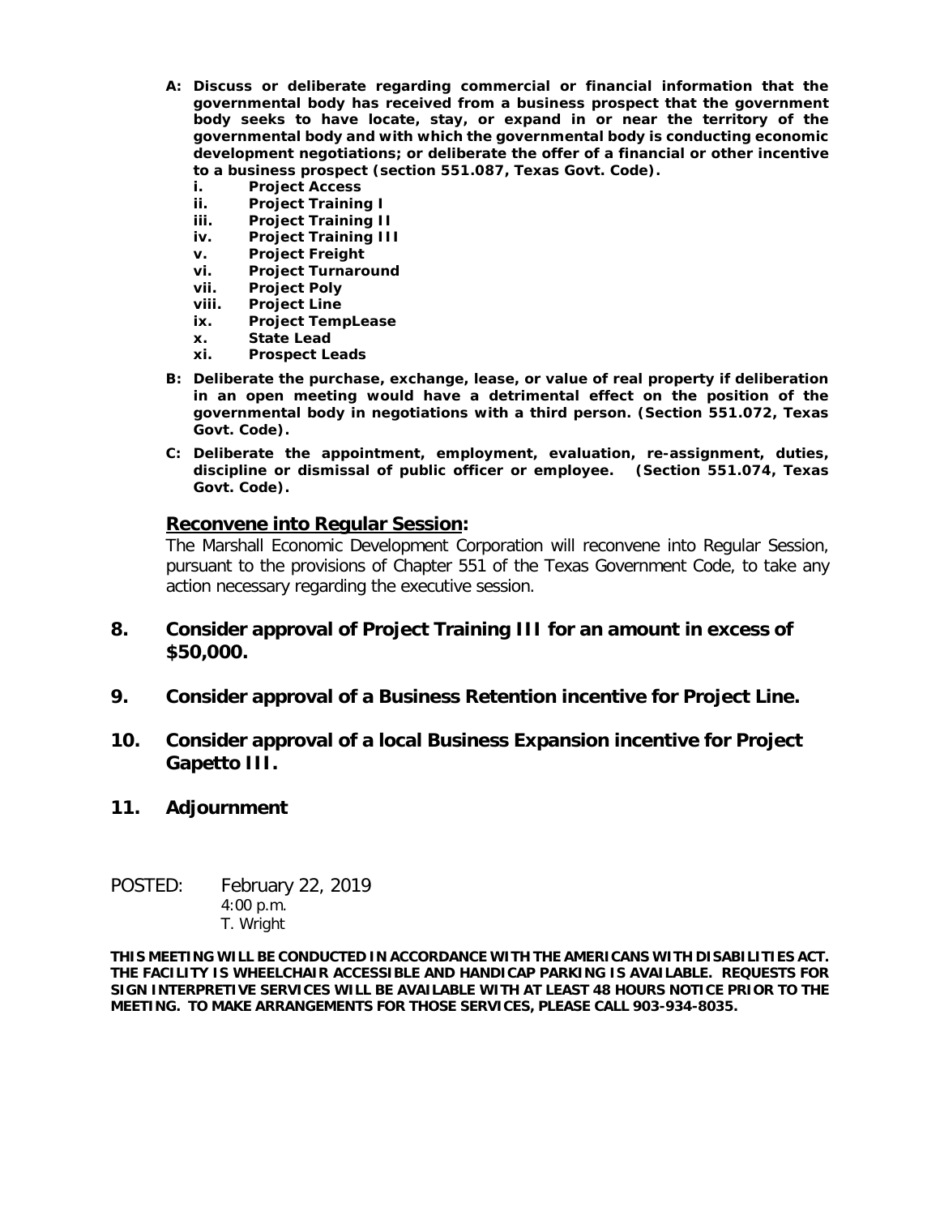**A: Discuss or deliberate regarding commercial or financial information that the governmental body has received from a business prospect that the government body seeks to have locate, stay, or expand in or near the territory of the governmental body and with which the governmental body is conducting economic development negotiations; or deliberate the offer of a financial or other incentive to a business prospect (section 551.087, Texas Govt. Code).**

- **i. Project Access**
- **ii. Project Training I**
- **iii. Project Training II**
- **iv. Project Training III**
- **v. Project Freight**
- **vi. Project Turnaround**
- **vii. Project Poly**
- **viii. Project Line**
- **ix. Project TempLease**
- **x. State Lead**
- **xi. Prospect Leads**

**B: Deliberate the purchase, exchange, lease, or value of real property if deliberation in an open meeting would have a detrimental effect on the position of the governmental body in negotiations with a third person. (Section 551.072, Texas Govt. Code).**

**C: Deliberate the appointment, employment, evaluation, re-assignment, duties, discipline or dismissal of public officer or employee. (Section 551.074, Texas Govt. Code).**

**Reconvene into Regular Session:**

The Marshall Economic Development Corporation will reconvene into Regular Session, pursuant to the provisions of Chapter 551 of the Texas Government Code, to take any action necessary regarding the executive session.

**8. Consider approval of Project Training III for an amount in excess of $50,000.**

**9. Consider approval of a Business Retention incentive for Project Line.**

**10. Consider approval of a local Business Expansion incentive for Project Gapetto III.**

**11. Adjournment**

POSTED: February 22, 2019
4:00 p.m.
T. Wright

**THIS MEETING WILL BE CONDUCTED IN ACCORDANCE WITH THE AMERICANS WITH DISABILITIES ACT. THE FACILITY IS WHEELCHAIR ACCESSIBLE AND HANDICAP PARKING IS AVAILABLE. REQUESTS FOR SIGN INTERPRETIVE SERVICES WILL BE AVAILABLE WITH AT LEAST 48 HOURS NOTICE PRIOR TO THE MEETING. TO MAKE ARRANGEMENTS FOR THOSE SERVICES, PLEASE CALL 903-934-8035.**